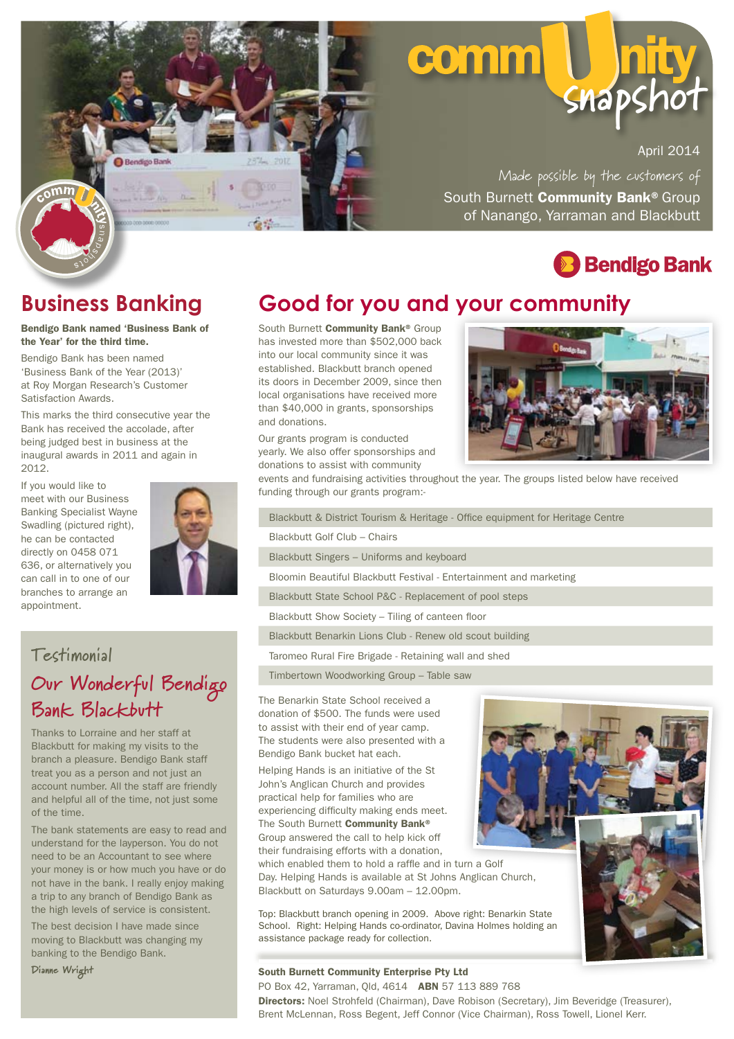# community snapshot

April 2014

*Made possible by the customers of*
South Burnett **Community Bank**® Group
of Nanango, Yarraman and Blackbutt

Bendigo Bank

## Business Banking

**Bendigo Bank named 'Business Bank of the Year' for the third time.**

Bendigo Bank has been named 'Business Bank of the Year (2013)' at Roy Morgan Research's Customer Satisfaction Awards.

This marks the third consecutive year the Bank has received the accolade, after being judged best in business at the inaugural awards in 2011 and again in 2012.

If you would like to meet with our Business Banking Specialist Wayne Swadling (pictured right), he can be contacted directly on 0458 071 636, or alternatively you can call in to one of our branches to arrange an appointment.

### Testimonial

### Our Wonderful Bendigo Bank Blackbutt

Thanks to Lorraine and her staff at Blackbutt for making my visits to the branch a pleasure. Bendigo Bank staff treat you as a person and not just an account number. All the staff are friendly and helpful all of the time, not just some of the time.

The bank statements are easy to read and understand for the layperson. You do not need to be an Accountant to see where your money is or how much you have or do not have in the bank. I really enjoy making a trip to any branch of Bendigo Bank as the high levels of service is consistent.

The best decision I have made since moving to Blackbutt was changing my banking to the Bendigo Bank.

*Dianne Wright*

## Good for you and your community

South Burnett **Community Bank**® Group has invested more than $502,000 back into our local community since it was established. Blackbutt branch opened its doors in December 2009, since then local organisations have received more than $40,000 in grants, sponsorships and donations.

Our grants program is conducted yearly. We also offer sponsorships and donations to assist with community events and fundraising activities throughout the year. The groups listed below have received funding through our grants program:-

- Blackbutt & District Tourism & Heritage - Office equipment for Heritage Centre
- Blackbutt Golf Club – Chairs
- Blackbutt Singers – Uniforms and keyboard
- Bloomin Beautiful Blackbutt Festival - Entertainment and marketing
- Blackbutt State School P&C - Replacement of pool steps
- Blackbutt Show Society – Tiling of canteen floor
- Blackbutt Benarkin Lions Club - Renew old scout building
- Taromeo Rural Fire Brigade - Retaining wall and shed
- Timbertown Woodworking Group – Table saw

The Benarkin State School received a donation of $500. The funds were used to assist with their end of year camp. The students were also presented with a Bendigo Bank bucket hat each.

Helping Hands is an initiative of the St John's Anglican Church and provides practical help for families who are experiencing difficulty making ends meet. The South Burnett **Community Bank**® Group answered the call to help kick off their fundraising efforts with a donation, which enabled them to hold a raffle and in turn a Golf Day. Helping Hands is available at St Johns Anglican Church, Blackbutt on Saturdays 9.00am – 12.00pm.

Top: Blackbutt branch opening in 2009. Above right: Benarkin State School. Right: Helping Hands co-ordinator, Davina Holmes holding an assistance package ready for collection.

**South Burnett Community Enterprise Pty Ltd**
PO Box 42, Yarraman, Qld, 4614 **ABN** 57 113 889 768
**Directors:** Noel Strohfeld (Chairman), Dave Robison (Secretary), Jim Beveridge (Treasurer), Brent McLennan, Ross Begent, Jeff Connor (Vice Chairman), Ross Towell, Lionel Kerr.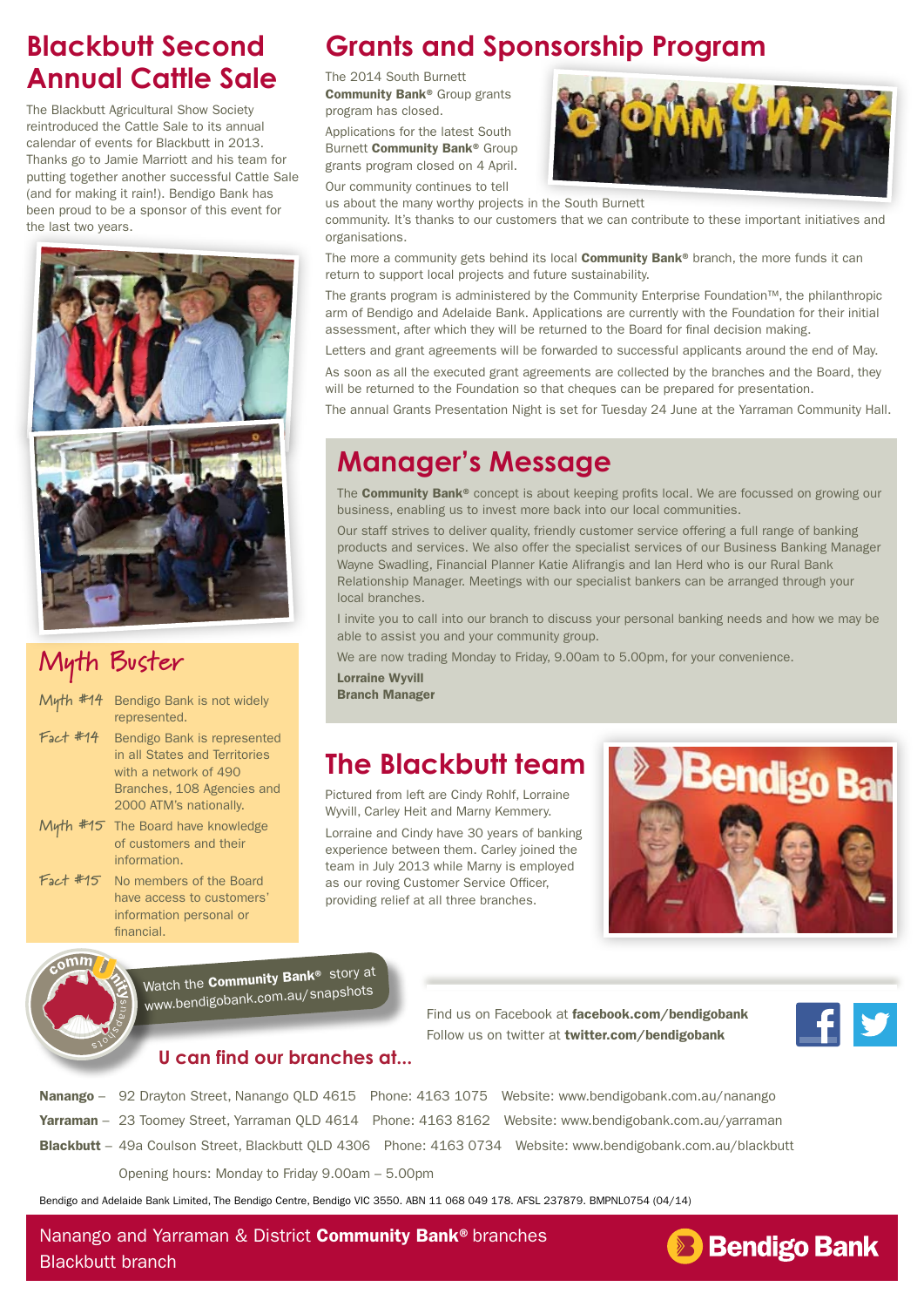## Blackbutt Second Annual Cattle Sale

The Blackbutt Agricultural Show Society reintroduced the Cattle Sale to its annual calendar of events for Blackbutt in 2013. Thanks go to Jamie Marriott and his team for putting together another successful Cattle Sale (and for making it rain!). Bendigo Bank has been proud to be a sponsor of this event for the last two years.

## Myth Buster

**Myth #14** Bendigo Bank is not widely represented.

**Fact #14** Bendigo Bank is represented in all States and Territories with a network of 490 Branches, 108 Agencies and 2000 ATM's nationally.

**Myth #15** The Board have knowledge of customers and their information.

**Fact #15** No members of the Board have access to customers' information personal or financial.

## Grants and Sponsorship Program

The 2014 South Burnett **Community Bank®** Group grants program has closed.

Applications for the latest South Burnett **Community Bank®** Group grants program closed on 4 April.

Our community continues to tell us about the many worthy projects in the South Burnett community. It's thanks to our customers that we can contribute to these important initiatives and organisations.

The more a community gets behind its local **Community Bank®** branch, the more funds it can return to support local projects and future sustainability.

The grants program is administered by the Community Enterprise Foundation™, the philanthropic arm of Bendigo and Adelaide Bank. Applications are currently with the Foundation for their initial assessment, after which they will be returned to the Board for final decision making.

Letters and grant agreements will be forwarded to successful applicants around the end of May.

As soon as all the executed grant agreements are collected by the branches and the Board, they will be returned to the Foundation so that cheques can be prepared for presentation.

The annual Grants Presentation Night is set for Tuesday 24 June at the Yarraman Community Hall.

## Manager's Message

The **Community Bank®** concept is about keeping profits local. We are focussed on growing our business, enabling us to invest more back into our local communities.

Our staff strives to deliver quality, friendly customer service offering a full range of banking products and services. We also offer the specialist services of our Business Banking Manager Wayne Swadling, Financial Planner Katie Alifrangis and Ian Herd who is our Rural Bank Relationship Manager. Meetings with our specialist bankers can be arranged through your local branches.

I invite you to call into our branch to discuss your personal banking needs and how we may be able to assist you and your community group.

We are now trading Monday to Friday, 9.00am to 5.00pm, for your convenience.

**Lorraine Wyvill**
**Branch Manager**

## The Blackbutt team

Pictured from left are Cindy Rohlf, Lorraine Wyvill, Carley Heit and Marny Kemmery.

Lorraine and Cindy have 30 years of banking experience between them. Carley joined the team in July 2013 while Marny is employed as our roving Customer Service Officer, providing relief at all three branches.

Watch the **Community Bank®** story at www.bendigobank.com.au/snapshots

Find us on Facebook at **facebook.com/bendigobank**
Follow us on twitter at **twitter.com/bendigobank**

### U can find our branches at...

**Nanango** – 92 Drayton Street, Nanango QLD 4615 Phone: 4163 1075 Website: www.bendigobank.com.au/nanango

**Yarraman** – 23 Toomey Street, Yarraman QLD 4614 Phone: 4163 8162 Website: www.bendigobank.com.au/yarraman

**Blackbutt** – 49a Coulson Street, Blackbutt QLD 4306 Phone: 4163 0734 Website: www.bendigobank.com.au/blackbutt

Opening hours: Monday to Friday 9.00am – 5.00pm

Bendigo and Adelaide Bank Limited, The Bendigo Centre, Bendigo VIC 3550. ABN 11 068 049 178. AFSL 237879. BMPNL0754 (04/14)

Nanango and Yarraman & District **Community Bank®** branches
Blackbutt branch

Bendigo Bank